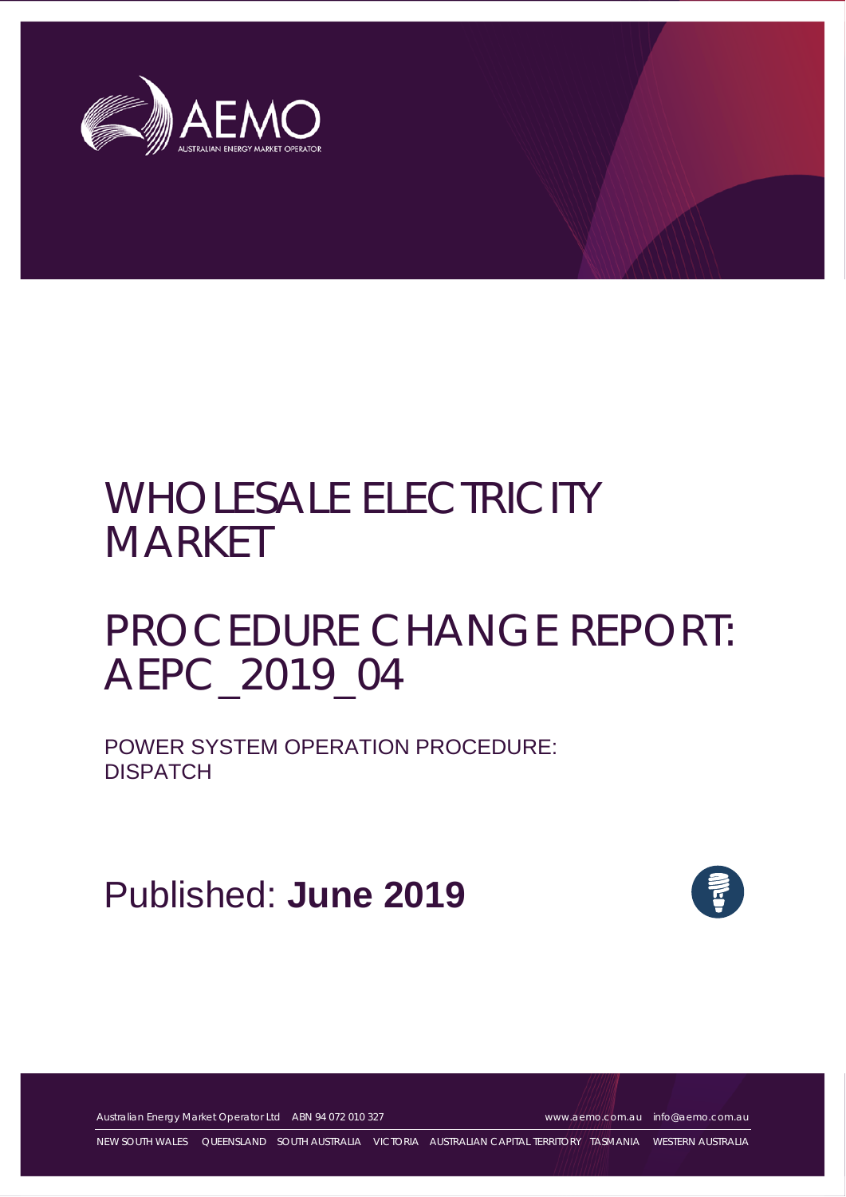# WHOLESALE ELECTRICITY MARKET

# PROCEDURE CHANGE REPORT: AEPC_2019_04

## POWER SYSTEM OPERATION PROCEDURE: DISPATCH

Published: **June 2019**

Australian Energy Market Operator Ltd ABN 94 072 010 327 www.aemo.com.au info@aemo.com.au

NEW SOUTH WALES QUEENSLAND SOUTH AUSTRALIA VICTORIA AUSTRALIAN CAPITAL TERRITORY TASMANIA WESTERN AUSTRALIA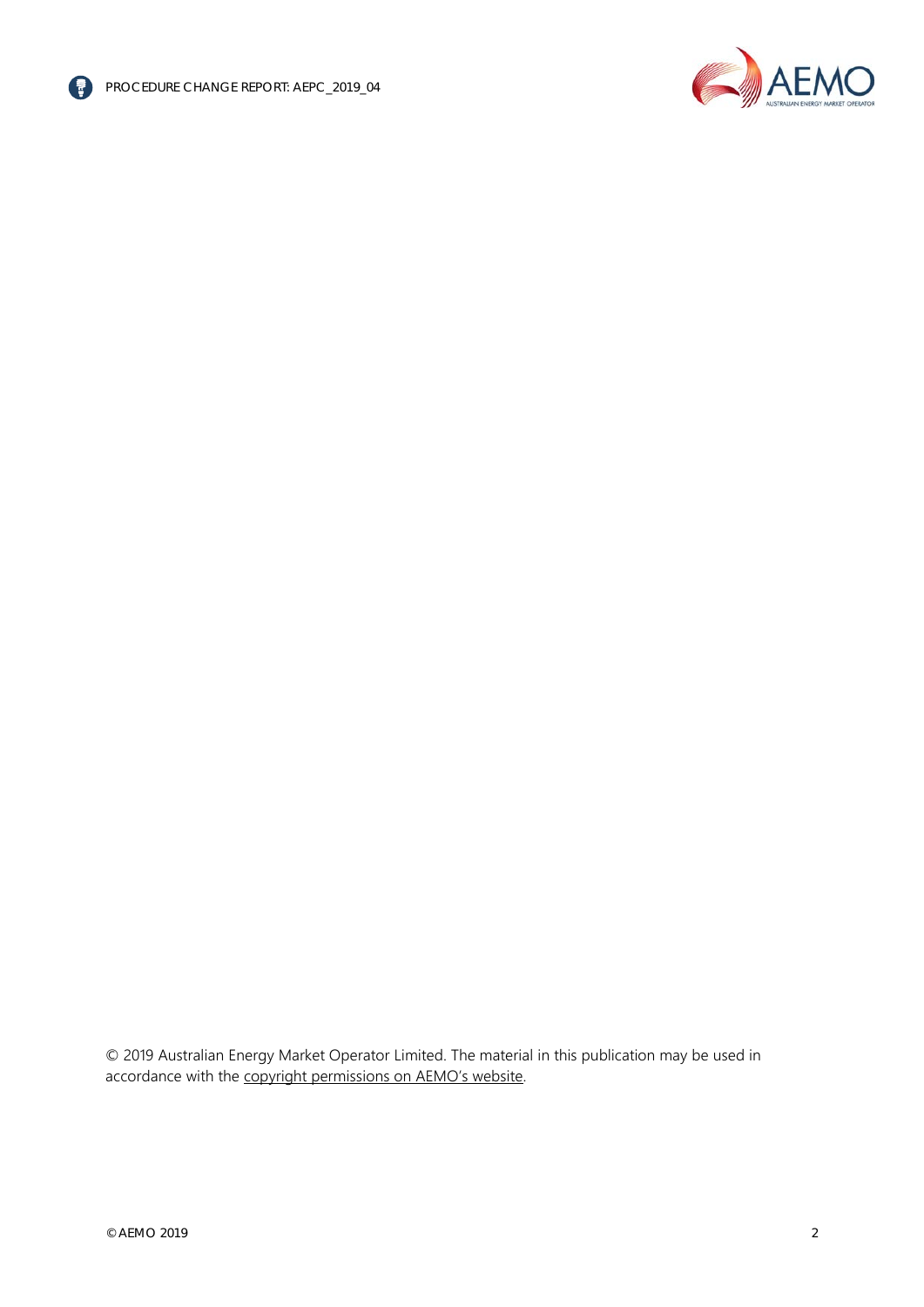© 2019 Australian Energy Market Operator Limited. The material in this publication may be used in accordance with the copyright permissions on AEMO's website.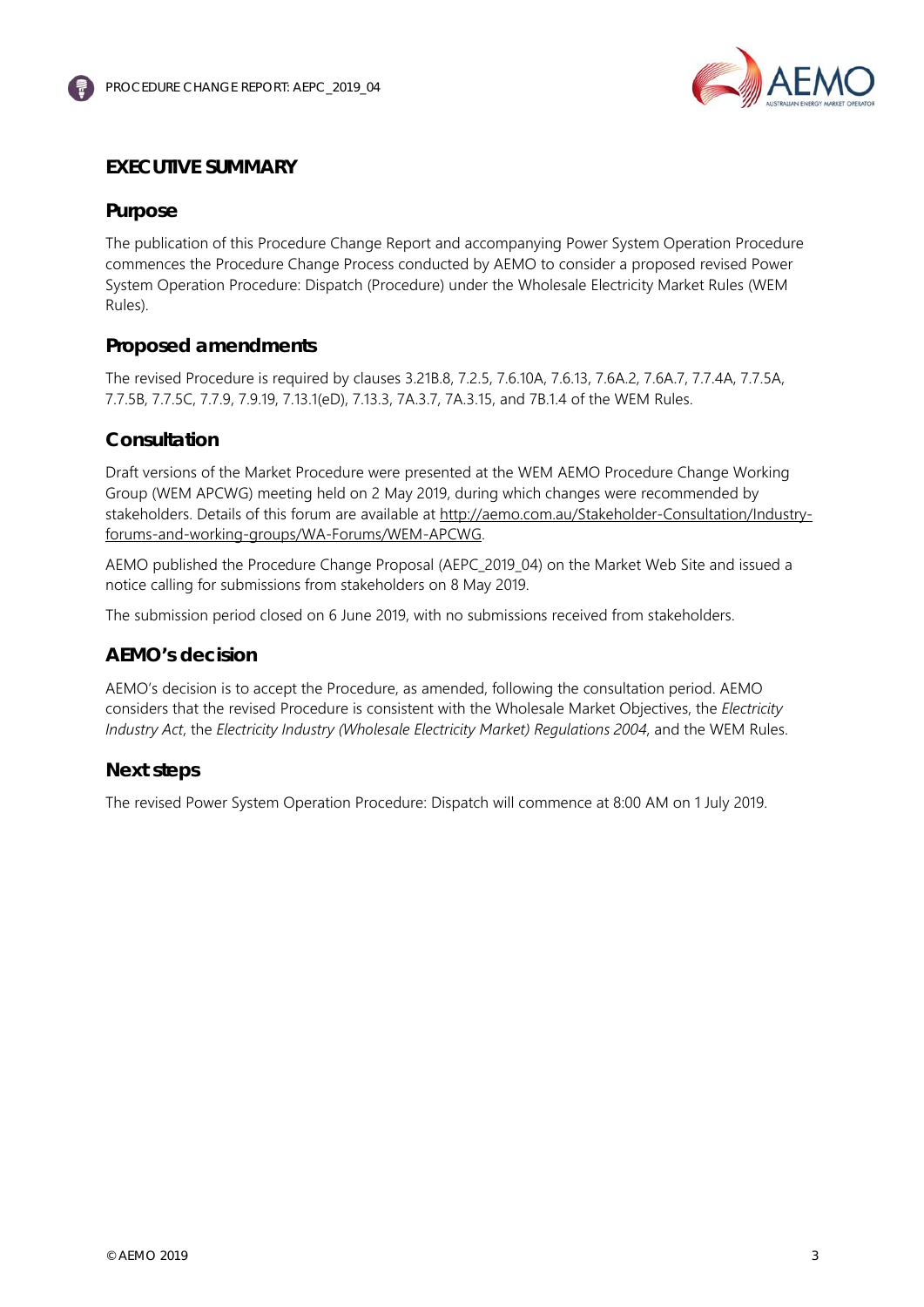# EXECUTIVE SUMMARY

## Purpose

The publication of this Procedure Change Report and accompanying Power System Operation Procedure commences the Procedure Change Process conducted by AEMO to consider a proposed revised Power System Operation Procedure: Dispatch (Procedure) under the Wholesale Electricity Market Rules (WEM Rules).

## Proposed amendments

The revised Procedure is required by clauses 3.21B.8, 7.2.5, 7.6.10A, 7.6.13, 7.6A.2, 7.6A.7, 7.7.4A, 7.7.5A, 7.7.5B, 7.7.5C, 7.7.9, 7.9.19, 7.13.1(eD), 7.13.3, 7A.3.7, 7A.3.15, and 7B.1.4 of the WEM Rules.

## Consultation

Draft versions of the Market Procedure were presented at the WEM AEMO Procedure Change Working Group (WEM APCWG) meeting held on 2 May 2019, during which changes were recommended by stakeholders. Details of this forum are available at http://aemo.com.au/Stakeholder-Consultation/Industry-forums-and-working-groups/WA-Forums/WEM-APCWG.

AEMO published the Procedure Change Proposal (AEPC_2019_04) on the Market Web Site and issued a notice calling for submissions from stakeholders on 8 May 2019.

The submission period closed on 6 June 2019, with no submissions received from stakeholders.

## AEMO's decision

AEMO's decision is to accept the Procedure, as amended, following the consultation period. AEMO considers that the revised Procedure is consistent with the Wholesale Market Objectives, the *Electricity Industry Act*, the *Electricity Industry (Wholesale Electricity Market) Regulations 2004*, and the WEM Rules.

## Next steps

The revised Power System Operation Procedure: Dispatch will commence at 8:00 AM on 1 July 2019.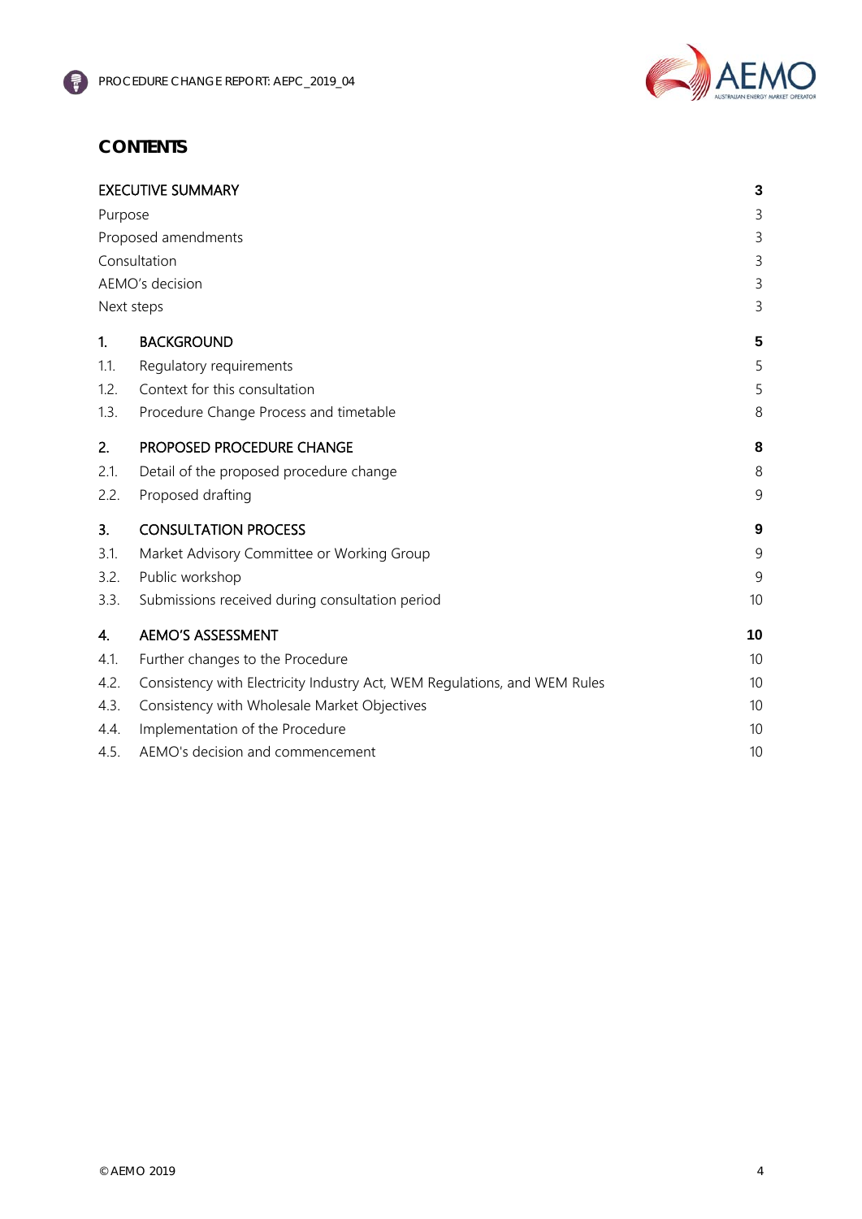# CONTENTS

| | | |
|---|---|---|
| **EXECUTIVE SUMMARY** | | **3** |
| Purpose | | 3 |
| Proposed amendments | | 3 |
| Consultation | | 3 |
| AEMO's decision | | 3 |
| Next steps | | 3 |
| **1.** | **BACKGROUND** | **5** |
| 1.1. | Regulatory requirements | 5 |
| 1.2. | Context for this consultation | 5 |
| 1.3. | Procedure Change Process and timetable | 8 |
| **2.** | **PROPOSED PROCEDURE CHANGE** | **8** |
| 2.1. | Detail of the proposed procedure change | 8 |
| 2.2. | Proposed drafting | 9 |
| **3.** | **CONSULTATION PROCESS** | **9** |
| 3.1. | Market Advisory Committee or Working Group | 9 |
| 3.2. | Public workshop | 9 |
| 3.3. | Submissions received during consultation period | 10 |
| **4.** | **AEMO'S ASSESSMENT** | **10** |
| 4.1. | Further changes to the Procedure | 10 |
| 4.2. | Consistency with Electricity Industry Act, WEM Regulations, and WEM Rules | 10 |
| 4.3. | Consistency with Wholesale Market Objectives | 10 |
| 4.4. | Implementation of the Procedure | 10 |
| 4.5. | AEMO's decision and commencement | 10 |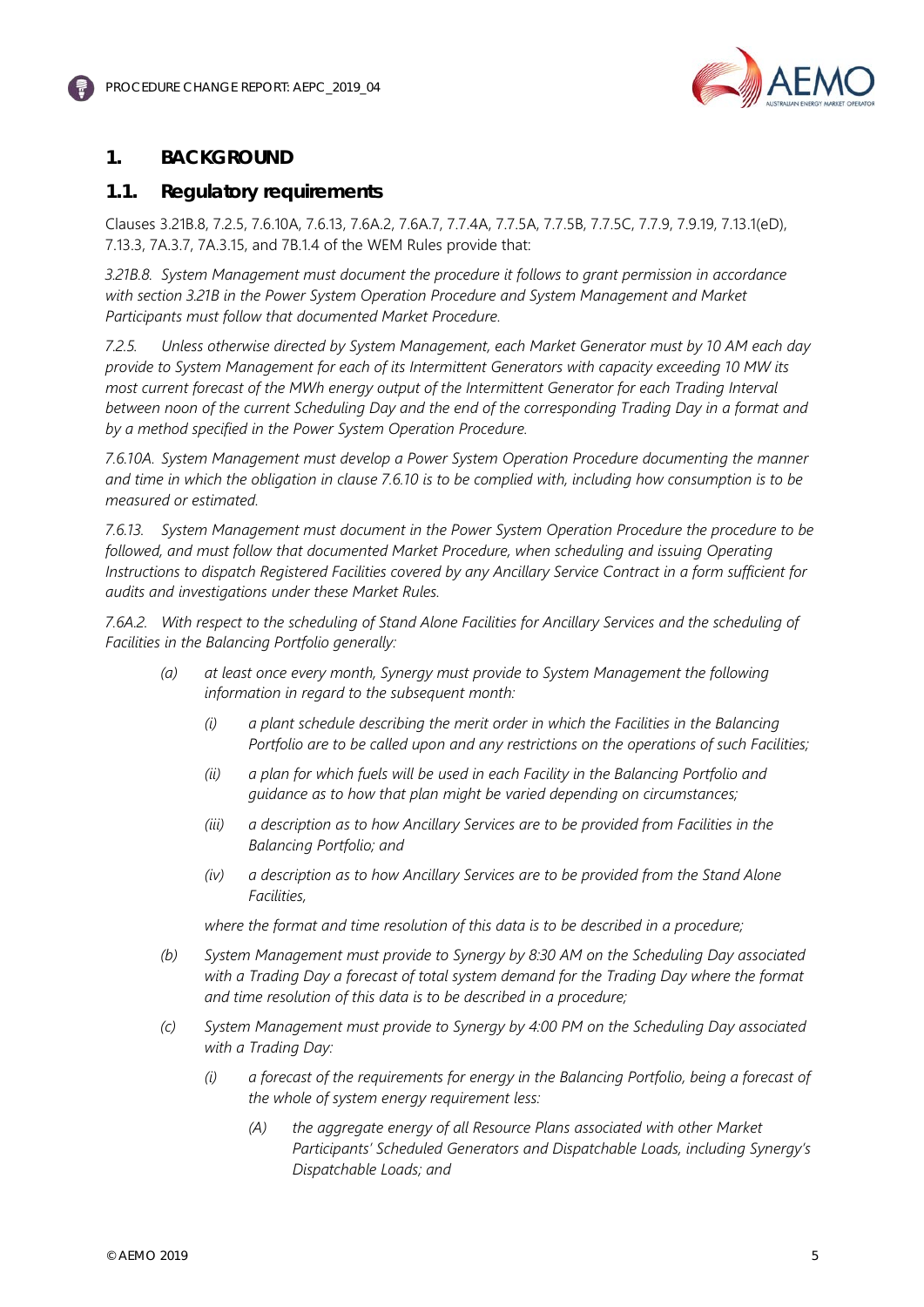## 1. BACKGROUND

### 1.1. Regulatory requirements

Clauses 3.21B.8, 7.2.5, 7.6.10A, 7.6.13, 7.6A.2, 7.6A.7, 7.7.4A, 7.7.5A, 7.7.5B, 7.7.5C, 7.7.9, 7.9.19, 7.13.1(eD), 7.13.3, 7A.3.7, 7A.3.15, and 7B.1.4 of the WEM Rules provide that:

*3.21B.8. System Management must document the procedure it follows to grant permission in accordance with section 3.21B in the Power System Operation Procedure and System Management and Market Participants must follow that documented Market Procedure.*

*7.2.5. Unless otherwise directed by System Management, each Market Generator must by 10 AM each day provide to System Management for each of its Intermittent Generators with capacity exceeding 10 MW its most current forecast of the MWh energy output of the Intermittent Generator for each Trading Interval between noon of the current Scheduling Day and the end of the corresponding Trading Day in a format and by a method specified in the Power System Operation Procedure.*

*7.6.10A. System Management must develop a Power System Operation Procedure documenting the manner and time in which the obligation in clause 7.6.10 is to be complied with, including how consumption is to be measured or estimated.*

*7.6.13. System Management must document in the Power System Operation Procedure the procedure to be followed, and must follow that documented Market Procedure, when scheduling and issuing Operating Instructions to dispatch Registered Facilities covered by any Ancillary Service Contract in a form sufficient for audits and investigations under these Market Rules.*

*7.6A.2. With respect to the scheduling of Stand Alone Facilities for Ancillary Services and the scheduling of Facilities in the Balancing Portfolio generally:*

- *(a) at least once every month, Synergy must provide to System Management the following information in regard to the subsequent month:*
  - *(i) a plant schedule describing the merit order in which the Facilities in the Balancing Portfolio are to be called upon and any restrictions on the operations of such Facilities;*
  - *(ii) a plan for which fuels will be used in each Facility in the Balancing Portfolio and guidance as to how that plan might be varied depending on circumstances;*
  - *(iii) a description as to how Ancillary Services are to be provided from Facilities in the Balancing Portfolio; and*
  - *(iv) a description as to how Ancillary Services are to be provided from the Stand Alone Facilities,*

  *where the format and time resolution of this data is to be described in a procedure;*
- *(b) System Management must provide to Synergy by 8:30 AM on the Scheduling Day associated with a Trading Day a forecast of total system demand for the Trading Day where the format and time resolution of this data is to be described in a procedure;*
- *(c) System Management must provide to Synergy by 4:00 PM on the Scheduling Day associated with a Trading Day:*
  - *(i) a forecast of the requirements for energy in the Balancing Portfolio, being a forecast of the whole of system energy requirement less:*
    - *(A) the aggregate energy of all Resource Plans associated with other Market Participants' Scheduled Generators and Dispatchable Loads, including Synergy's Dispatchable Loads; and*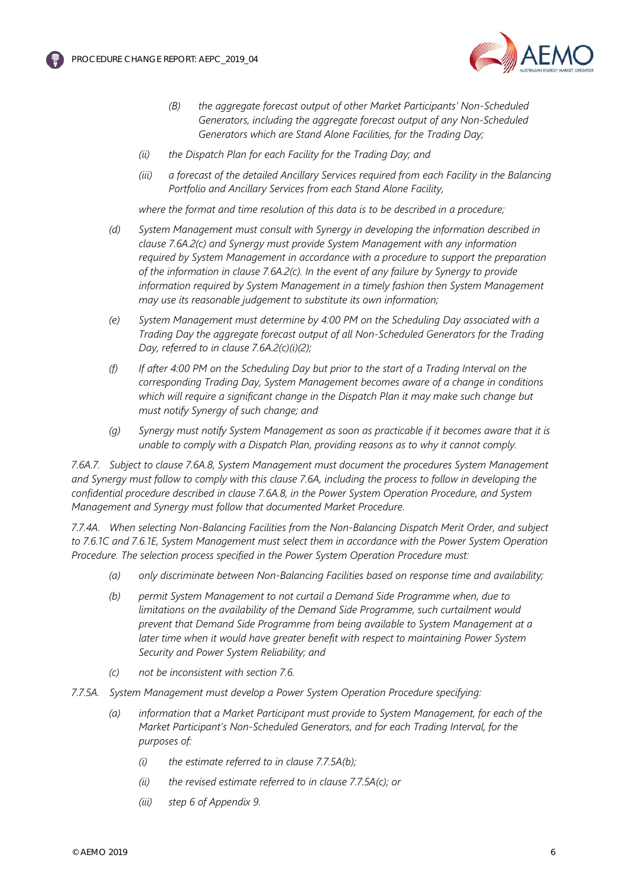*(B) the aggregate forecast output of other Market Participants' Non-Scheduled Generators, including the aggregate forecast output of any Non-Scheduled Generators which are Stand Alone Facilities, for the Trading Day;*

*(ii) the Dispatch Plan for each Facility for the Trading Day; and*

*(iii) a forecast of the detailed Ancillary Services required from each Facility in the Balancing Portfolio and Ancillary Services from each Stand Alone Facility,*

*where the format and time resolution of this data is to be described in a procedure;*

*(d) System Management must consult with Synergy in developing the information described in clause 7.6A.2(c) and Synergy must provide System Management with any information required by System Management in accordance with a procedure to support the preparation of the information in clause 7.6A.2(c). In the event of any failure by Synergy to provide information required by System Management in a timely fashion then System Management may use its reasonable judgement to substitute its own information;*

*(e) System Management must determine by 4:00 PM on the Scheduling Day associated with a Trading Day the aggregate forecast output of all Non-Scheduled Generators for the Trading Day, referred to in clause 7.6A.2(c)(i)(2);*

*(f) If after 4:00 PM on the Scheduling Day but prior to the start of a Trading Interval on the corresponding Trading Day, System Management becomes aware of a change in conditions which will require a significant change in the Dispatch Plan it may make such change but must notify Synergy of such change; and*

*(g) Synergy must notify System Management as soon as practicable if it becomes aware that it is unable to comply with a Dispatch Plan, providing reasons as to why it cannot comply.*

*7.6A.7. Subject to clause 7.6A.8, System Management must document the procedures System Management and Synergy must follow to comply with this clause 7.6A, including the process to follow in developing the confidential procedure described in clause 7.6A.8, in the Power System Operation Procedure, and System Management and Synergy must follow that documented Market Procedure.*

*7.7.4A. When selecting Non-Balancing Facilities from the Non-Balancing Dispatch Merit Order, and subject to 7.6.1C and 7.6.1E, System Management must select them in accordance with the Power System Operation Procedure. The selection process specified in the Power System Operation Procedure must:*

*(a) only discriminate between Non-Balancing Facilities based on response time and availability;*

*(b) permit System Management to not curtail a Demand Side Programme when, due to limitations on the availability of the Demand Side Programme, such curtailment would prevent that Demand Side Programme from being available to System Management at a later time when it would have greater benefit with respect to maintaining Power System Security and Power System Reliability; and*

*(c) not be inconsistent with section 7.6.*

*7.7.5A. System Management must develop a Power System Operation Procedure specifying:*

*(a) information that a Market Participant must provide to System Management, for each of the Market Participant's Non-Scheduled Generators, and for each Trading Interval, for the purposes of:*

*(i) the estimate referred to in clause 7.7.5A(b);*

*(ii) the revised estimate referred to in clause 7.7.5A(c); or*

*(iii) step 6 of Appendix 9.*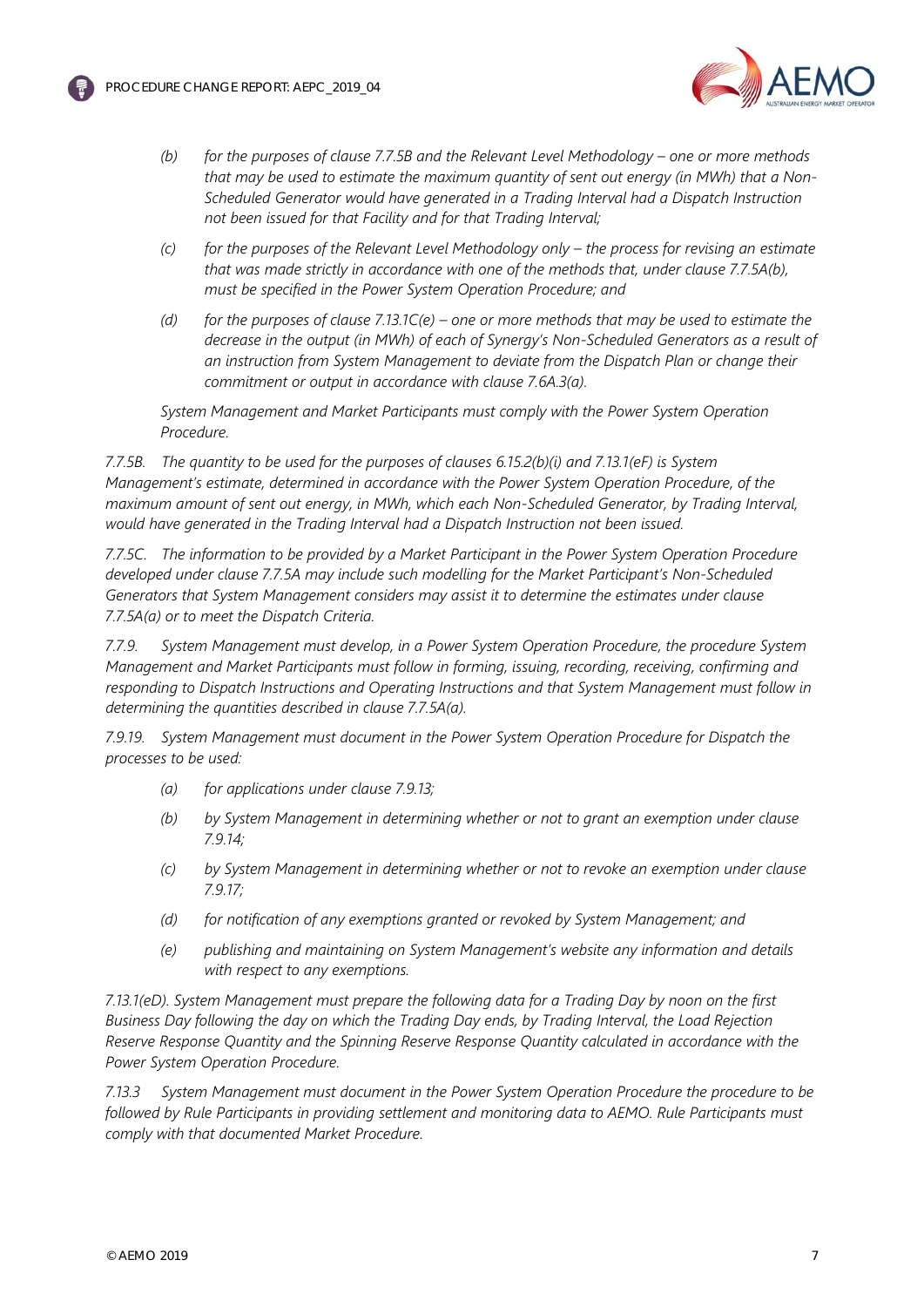*(b) for the purposes of clause 7.7.5B and the Relevant Level Methodology – one or more methods that may be used to estimate the maximum quantity of sent out energy (in MWh) that a Non-Scheduled Generator would have generated in a Trading Interval had a Dispatch Instruction not been issued for that Facility and for that Trading Interval;*

*(c) for the purposes of the Relevant Level Methodology only – the process for revising an estimate that was made strictly in accordance with one of the methods that, under clause 7.7.5A(b), must be specified in the Power System Operation Procedure; and*

*(d) for the purposes of clause 7.13.1C(e) – one or more methods that may be used to estimate the decrease in the output (in MWh) of each of Synergy's Non-Scheduled Generators as a result of an instruction from System Management to deviate from the Dispatch Plan or change their commitment or output in accordance with clause 7.6A.3(a).*

*System Management and Market Participants must comply with the Power System Operation Procedure.*

*7.7.5B. The quantity to be used for the purposes of clauses 6.15.2(b)(i) and 7.13.1(eF) is System Management's estimate, determined in accordance with the Power System Operation Procedure, of the maximum amount of sent out energy, in MWh, which each Non-Scheduled Generator, by Trading Interval, would have generated in the Trading Interval had a Dispatch Instruction not been issued.*

*7.7.5C. The information to be provided by a Market Participant in the Power System Operation Procedure developed under clause 7.7.5A may include such modelling for the Market Participant's Non-Scheduled Generators that System Management considers may assist it to determine the estimates under clause 7.7.5A(a) or to meet the Dispatch Criteria.*

*7.7.9. System Management must develop, in a Power System Operation Procedure, the procedure System Management and Market Participants must follow in forming, issuing, recording, receiving, confirming and responding to Dispatch Instructions and Operating Instructions and that System Management must follow in determining the quantities described in clause 7.7.5A(a).*

*7.9.19. System Management must document in the Power System Operation Procedure for Dispatch the processes to be used:*

*(a) for applications under clause 7.9.13;*

*(b) by System Management in determining whether or not to grant an exemption under clause 7.9.14;*

*(c) by System Management in determining whether or not to revoke an exemption under clause 7.9.17;*

*(d) for notification of any exemptions granted or revoked by System Management; and*

*(e) publishing and maintaining on System Management's website any information and details with respect to any exemptions.*

*7.13.1(eD). System Management must prepare the following data for a Trading Day by noon on the first Business Day following the day on which the Trading Day ends, by Trading Interval, the Load Rejection Reserve Response Quantity and the Spinning Reserve Response Quantity calculated in accordance with the Power System Operation Procedure.*

*7.13.3 System Management must document in the Power System Operation Procedure the procedure to be followed by Rule Participants in providing settlement and monitoring data to AEMO. Rule Participants must comply with that documented Market Procedure.*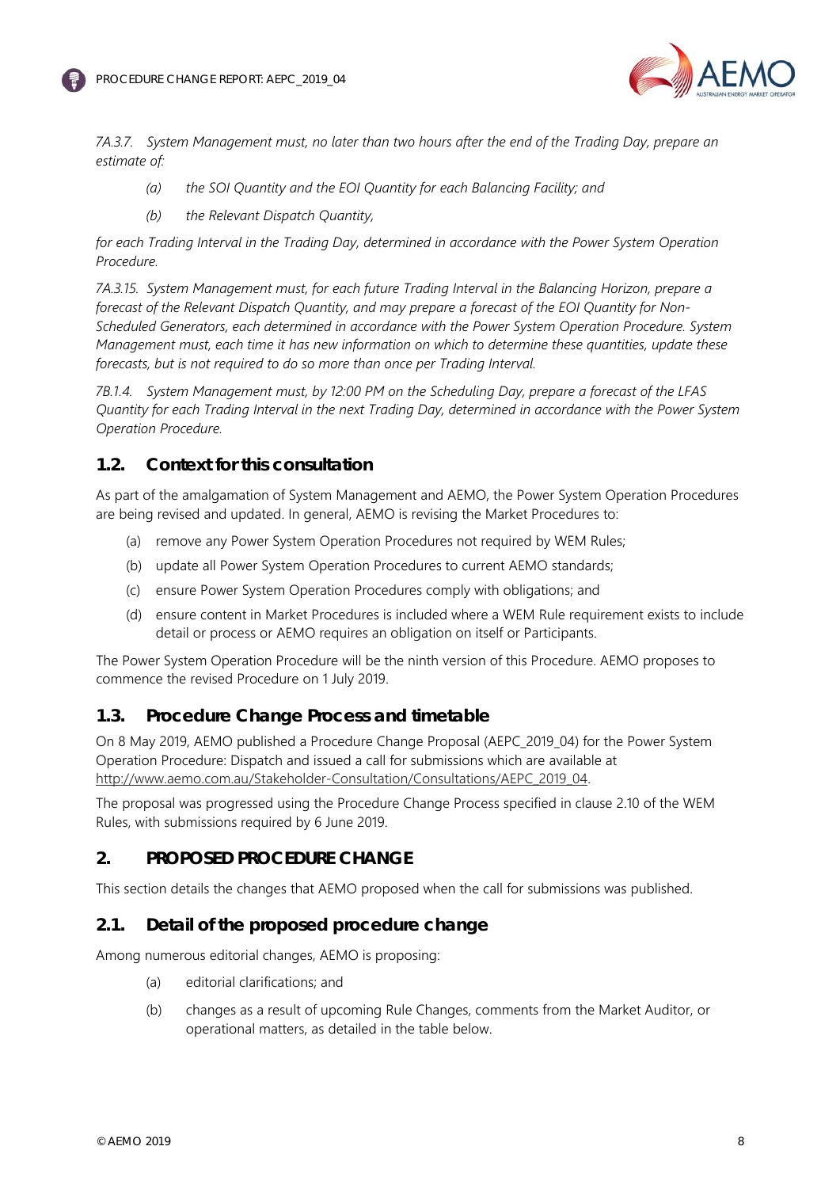*7A.3.7. System Management must, no later than two hours after the end of the Trading Day, prepare an estimate of:*

> *(a) the SOI Quantity and the EOI Quantity for each Balancing Facility; and*
>
> *(b) the Relevant Dispatch Quantity,*

*for each Trading Interval in the Trading Day, determined in accordance with the Power System Operation Procedure.*

*7A.3.15. System Management must, for each future Trading Interval in the Balancing Horizon, prepare a forecast of the Relevant Dispatch Quantity, and may prepare a forecast of the EOI Quantity for Non-Scheduled Generators, each determined in accordance with the Power System Operation Procedure. System Management must, each time it has new information on which to determine these quantities, update these forecasts, but is not required to do so more than once per Trading Interval.*

*7B.1.4. System Management must, by 12:00 PM on the Scheduling Day, prepare a forecast of the LFAS Quantity for each Trading Interval in the next Trading Day, determined in accordance with the Power System Operation Procedure.*

## 1.2. Context for this consultation

As part of the amalgamation of System Management and AEMO, the Power System Operation Procedures are being revised and updated. In general, AEMO is revising the Market Procedures to:

(a) remove any Power System Operation Procedures not required by WEM Rules;

(b) update all Power System Operation Procedures to current AEMO standards;

(c) ensure Power System Operation Procedures comply with obligations; and

(d) ensure content in Market Procedures is included where a WEM Rule requirement exists to include detail or process or AEMO requires an obligation on itself or Participants.

The Power System Operation Procedure will be the ninth version of this Procedure. AEMO proposes to commence the revised Procedure on 1 July 2019.

## 1.3. Procedure Change Process and timetable

On 8 May 2019, AEMO published a Procedure Change Proposal (AEPC_2019_04) for the Power System Operation Procedure: Dispatch and issued a call for submissions which are available at http://www.aemo.com.au/Stakeholder-Consultation/Consultations/AEPC_2019_04.

The proposal was progressed using the Procedure Change Process specified in clause 2.10 of the WEM Rules, with submissions required by 6 June 2019.

# 2. PROPOSED PROCEDURE CHANGE

This section details the changes that AEMO proposed when the call for submissions was published.

## 2.1. Detail of the proposed procedure change

Among numerous editorial changes, AEMO is proposing:

(a) editorial clarifications; and

(b) changes as a result of upcoming Rule Changes, comments from the Market Auditor, or operational matters, as detailed in the table below.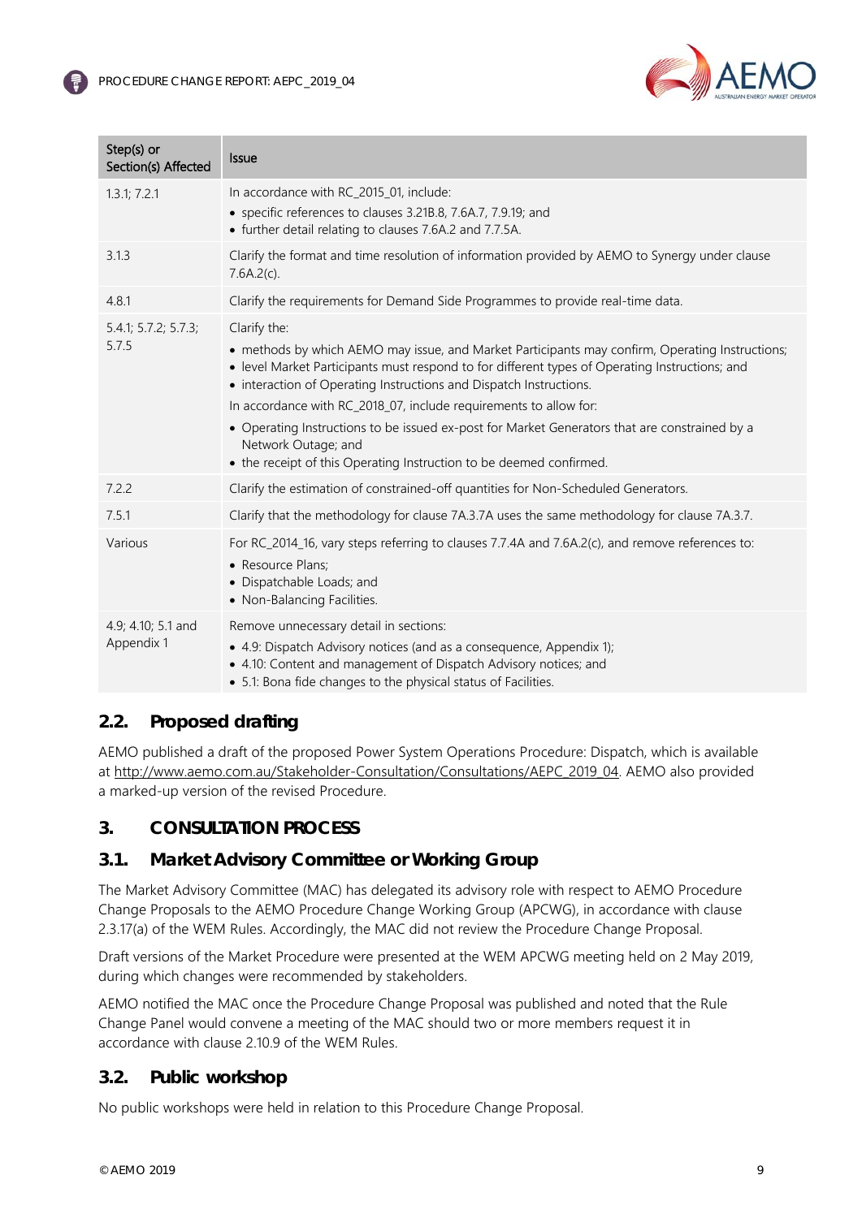| Step(s) or Section(s) Affected | Issue |
|---|---|
| 1.3.1; 7.2.1 | In accordance with RC_2015_01, include:<br>• specific references to clauses 3.21B.8, 7.6A.7, 7.9.19; and<br>• further detail relating to clauses 7.6A.2 and 7.7.5A. |
| 3.1.3 | Clarify the format and time resolution of information provided by AEMO to Synergy under clause 7.6A.2(c). |
| 4.8.1 | Clarify the requirements for Demand Side Programmes to provide real-time data. |
| 5.4.1; 5.7.2; 5.7.3; 5.7.5 | Clarify the:<br>• methods by which AEMO may issue, and Market Participants may confirm, Operating Instructions;<br>• level Market Participants must respond to for different types of Operating Instructions; and<br>• interaction of Operating Instructions and Dispatch Instructions.<br>In accordance with RC_2018_07, include requirements to allow for:<br>• Operating Instructions to be issued ex-post for Market Generators that are constrained by a Network Outage; and<br>• the receipt of this Operating Instruction to be deemed confirmed. |
| 7.2.2 | Clarify the estimation of constrained-off quantities for Non-Scheduled Generators. |
| 7.5.1 | Clarify that the methodology for clause 7A.3.7A uses the same methodology for clause 7A.3.7. |
| Various | For RC_2014_16, vary steps referring to clauses 7.7.4A and 7.6A.2(c), and remove references to:<br>• Resource Plans;<br>• Dispatchable Loads; and<br>• Non-Balancing Facilities. |
| 4.9; 4.10; 5.1 and Appendix 1 | Remove unnecessary detail in sections:<br>• 4.9: Dispatch Advisory notices (and as a consequence, Appendix 1);<br>• 4.10: Content and management of Dispatch Advisory notices; and<br>• 5.1: Bona fide changes to the physical status of Facilities. |

## 2.2. Proposed drafting

AEMO published a draft of the proposed Power System Operations Procedure: Dispatch, which is available at http://www.aemo.com.au/Stakeholder-Consultation/Consultations/AEPC_2019_04. AEMO also provided a marked-up version of the revised Procedure.

# 3. CONSULTATION PROCESS

## 3.1. Market Advisory Committee or Working Group

The Market Advisory Committee (MAC) has delegated its advisory role with respect to AEMO Procedure Change Proposals to the AEMO Procedure Change Working Group (APCWG), in accordance with clause 2.3.17(a) of the WEM Rules. Accordingly, the MAC did not review the Procedure Change Proposal.

Draft versions of the Market Procedure were presented at the WEM APCWG meeting held on 2 May 2019, during which changes were recommended by stakeholders.

AEMO notified the MAC once the Procedure Change Proposal was published and noted that the Rule Change Panel would convene a meeting of the MAC should two or more members request it in accordance with clause 2.10.9 of the WEM Rules.

## 3.2. Public workshop

No public workshops were held in relation to this Procedure Change Proposal.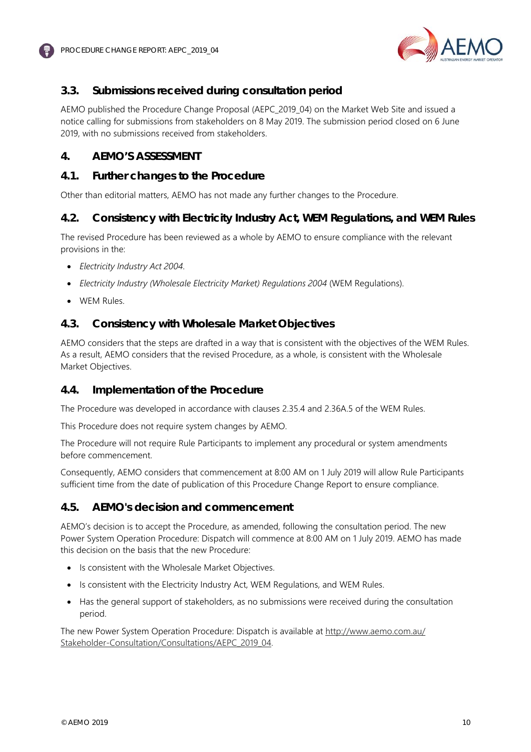## 3.3. Submissions received during consultation period

AEMO published the Procedure Change Proposal (AEPC_2019_04) on the Market Web Site and issued a notice calling for submissions from stakeholders on 8 May 2019. The submission period closed on 6 June 2019, with no submissions received from stakeholders.

# 4. AEMO'S ASSESSMENT

## 4.1. Further changes to the Procedure

Other than editorial matters, AEMO has not made any further changes to the Procedure.

## 4.2. Consistency with Electricity Industry Act, WEM Regulations, and WEM Rules

The revised Procedure has been reviewed as a whole by AEMO to ensure compliance with the relevant provisions in the:

- *Electricity Industry Act 2004*.
- *Electricity Industry (Wholesale Electricity Market) Regulations 2004* (WEM Regulations).
- WEM Rules.

## 4.3. Consistency with Wholesale Market Objectives

AEMO considers that the steps are drafted in a way that is consistent with the objectives of the WEM Rules. As a result, AEMO considers that the revised Procedure, as a whole, is consistent with the Wholesale Market Objectives.

## 4.4. Implementation of the Procedure

The Procedure was developed in accordance with clauses 2.35.4 and 2.36A.5 of the WEM Rules.

This Procedure does not require system changes by AEMO.

The Procedure will not require Rule Participants to implement any procedural or system amendments before commencement.

Consequently, AEMO considers that commencement at 8:00 AM on 1 July 2019 will allow Rule Participants sufficient time from the date of publication of this Procedure Change Report to ensure compliance.

## 4.5. AEMO's decision and commencement

AEMO's decision is to accept the Procedure, as amended, following the consultation period. The new Power System Operation Procedure: Dispatch will commence at 8:00 AM on 1 July 2019. AEMO has made this decision on the basis that the new Procedure:

- Is consistent with the Wholesale Market Objectives.
- Is consistent with the Electricity Industry Act, WEM Regulations, and WEM Rules.
- Has the general support of stakeholders, as no submissions were received during the consultation period.

The new Power System Operation Procedure: Dispatch is available at http://www.aemo.com.au/Stakeholder-Consultation/Consultations/AEPC_2019_04.